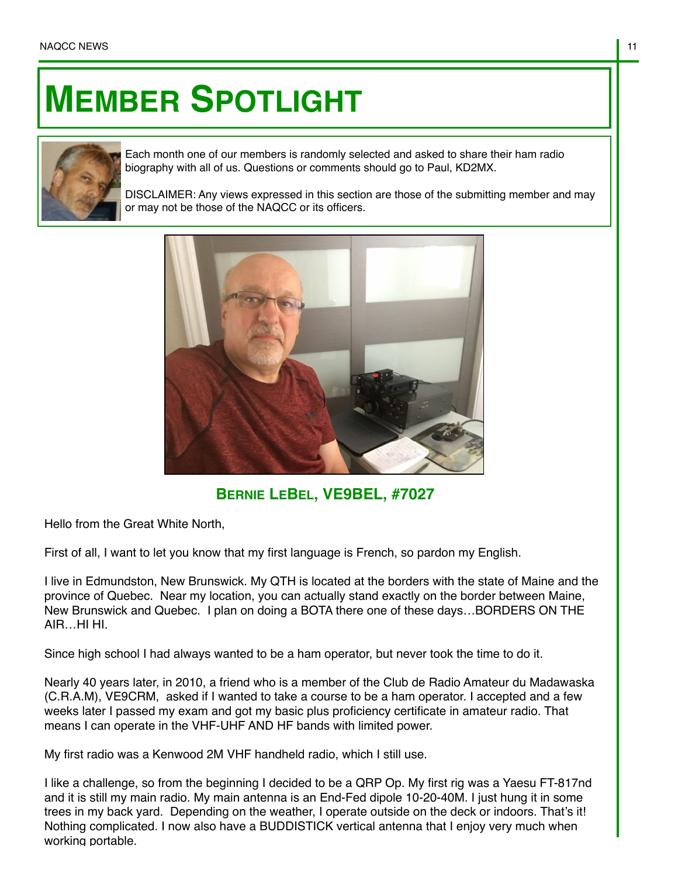# MEMBER SPOTLIGHT

Each month one of our members is randomly selected and asked to share their ham radio biography with all of us. Questions or comments should go to Paul, KD2MX.

DISCLAIMER: Any views expressed in this section are those of the submitting member and may or may not be those of the NAQCC or its officers.

## BERNIE LEBEL, VE9BEL, #7027

Hello from the Great White North,

First of all, I want to let you know that my first language is French, so pardon my English.

I live in Edmundston, New Brunswick. My QTH is located at the borders with the state of Maine and the province of Quebec. Near my location, you can actually stand exactly on the border between Maine, New Brunswick and Quebec. I plan on doing a BOTA there one of these days…BORDERS ON THE AIR…HI HI.

Since high school I had always wanted to be a ham operator, but never took the time to do it.

Nearly 40 years later, in 2010, a friend who is a member of the Club de Radio Amateur du Madawaska (C.R.A.M), VE9CRM, asked if I wanted to take a course to be a ham operator. I accepted and a few weeks later I passed my exam and got my basic plus proficiency certificate in amateur radio. That means I can operate in the VHF-UHF AND HF bands with limited power.

My first radio was a Kenwood 2M VHF handheld radio, which I still use.

I like a challenge, so from the beginning I decided to be a QRP Op. My first rig was a Yaesu FT-817nd and it is still my main radio. My main antenna is an End-Fed dipole 10-20-40M. I just hung it in some trees in my back yard. Depending on the weather, I operate outside on the deck or indoors. That's it! Nothing complicated. I now also have a BUDDISTICK vertical antenna that I enjoy very much when working portable.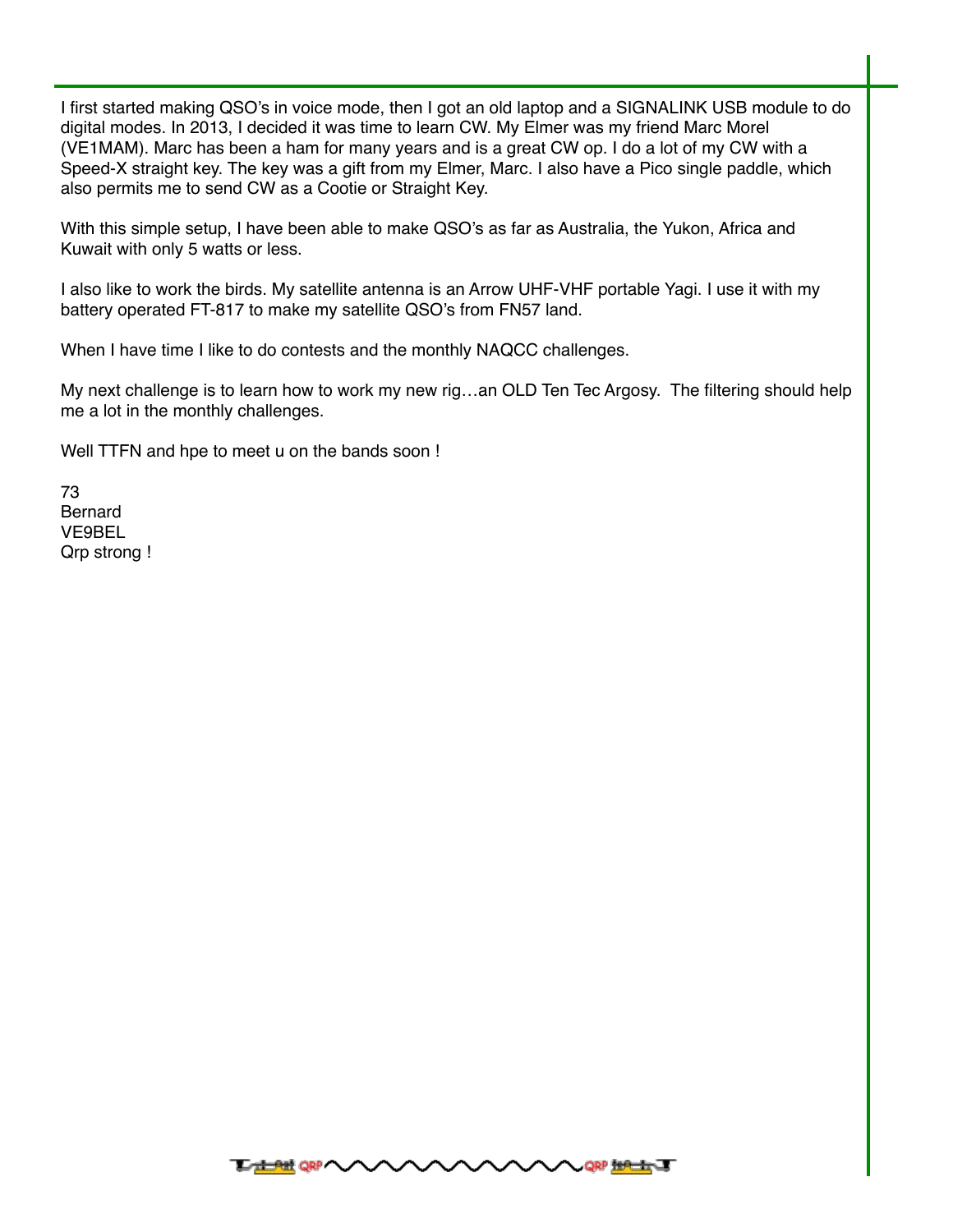I first started making QSO's in voice mode, then I got an old laptop and a SIGNALINK USB module to do digital modes. In 2013, I decided it was time to learn CW. My Elmer was my friend Marc Morel (VE1MAM). Marc has been a ham for many years and is a great CW op. I do a lot of my CW with a Speed-X straight key. The key was a gift from my Elmer, Marc. I also have a Pico single paddle, which also permits me to send CW as a Cootie or Straight Key.

With this simple setup, I have been able to make QSO's as far as Australia, the Yukon, Africa and Kuwait with only 5 watts or less.

I also like to work the birds. My satellite antenna is an Arrow UHF-VHF portable Yagi. I use it with my battery operated FT-817 to make my satellite QSO's from FN57 land.

When I have time I like to do contests and the monthly NAQCC challenges.

My next challenge is to learn how to work my new rig…an OLD Ten Tec Argosy. The filtering should help me a lot in the monthly challenges.

Well TTFN and hpe to meet u on the bands soon !

73
Bernard
VE9BEL
Qrp strong !